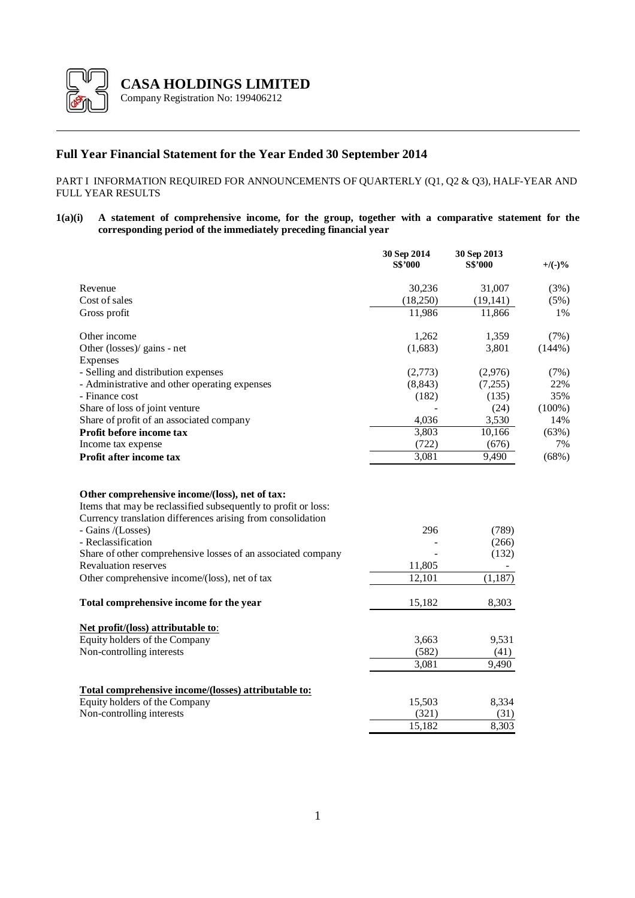# CASA HOLDINGS LIMITED

Company Registration No: 199406212

## Full Year Financial Statement for the Year Ended 30 September 2014

PART I INFORMATION REQUIRED FOR ANNOUNCEMENTS OF QUARTERLY (Q1, Q2 & Q3), HALF-YEAR AND FULL YEAR RESULTS

**1(a)(i) A statement of comprehensive income, for the group, together with a comparative statement for the corresponding period of the immediately preceding financial year**

| | 30 Sep 2014 S$'000 | 30 Sep 2013 S$'000 | +/(-)% |
|---|---|---|---|
| Revenue | 30,236 | 31,007 | (3%) |
| Cost of sales | (18,250) | (19,141) | (5%) |
| Gross profit | 11,986 | 11,866 | 1% |
| | | | |
| Other income | 1,262 | 1,359 | (7%) |
| Other (losses)/ gains - net | (1,683) | 3,801 | (144%) |
| Expenses | | | |
| - Selling and distribution expenses | (2,773) | (2,976) | (7%) |
| - Administrative and other operating expenses | (8,843) | (7,255) | 22% |
| - Finance cost | (182) | (135) | 35% |
| Share of loss of joint venture | - | (24) | (100%) |
| Share of profit of an associated company | 4,036 | 3,530 | 14% |
| **Profit before income tax** | 3,803 | 10,166 | (63%) |
| Income tax expense | (722) | (676) | 7% |
| **Profit after income tax** | 3,081 | 9,490 | (68%) |
| | | | |
| **Other comprehensive income/(loss), net of tax:** | | | |
| Items that may be reclassified subsequently to profit or loss: | | | |
| Currency translation differences arising from consolidation | | | |
| - Gains /(Losses) | 296 | (789) | |
| - Reclassification | - | (266) | |
| Share of other comprehensive losses of an associated company | - | (132) | |
| Revaluation reserves | 11,805 | - | |
| Other comprehensive income/(loss), net of tax | 12,101 | (1,187) | |
| | | | |
| **Total comprehensive income for the year** | 15,182 | 8,303 | |
| | | | |
| **Net profit/(loss) attributable to**: | | | |
| Equity holders of the Company | 3,663 | 9,531 | |
| Non-controlling interests | (582) | (41) | |
| | 3,081 | 9,490 | |
| | | | |
| **Total comprehensive income/(losses) attributable to:** | | | |
| Equity holders of the Company | 15,503 | 8,334 | |
| Non-controlling interests | (321) | (31) | |
| | 15,182 | 8,303 | |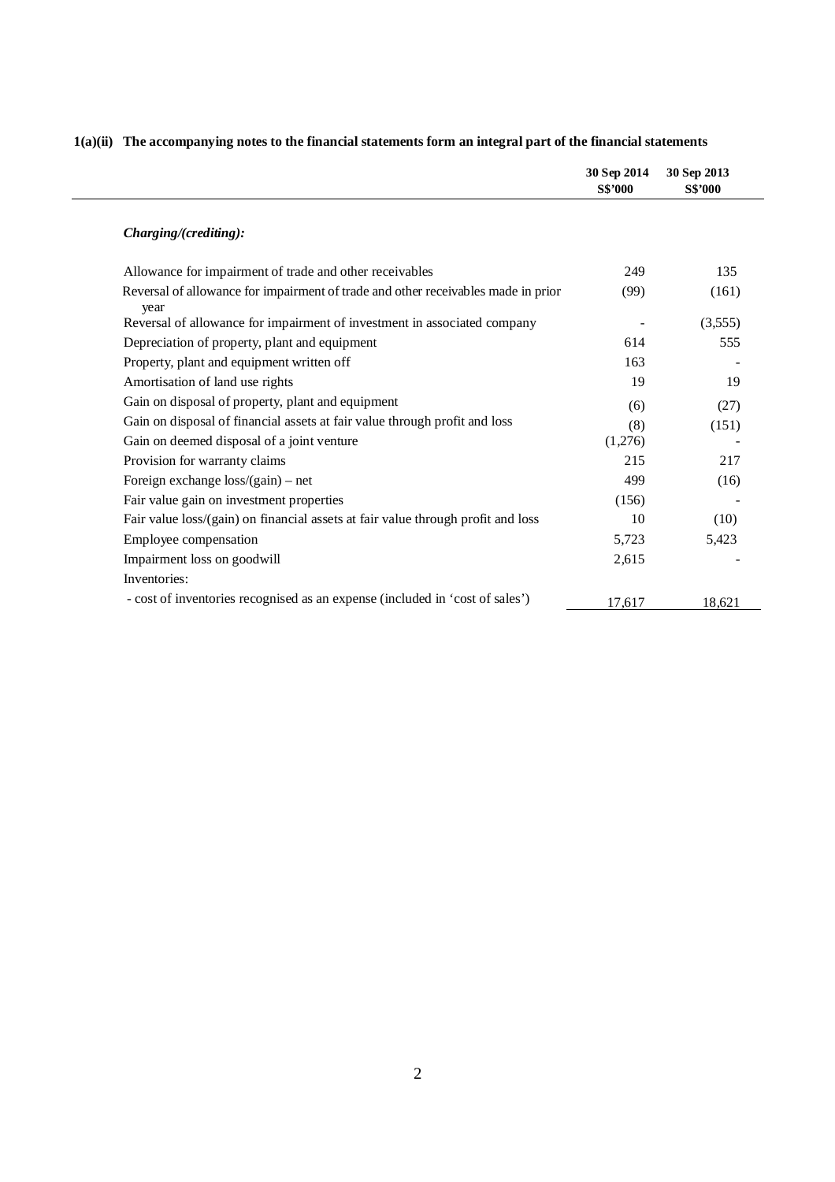**1(a)(ii) The accompanying notes to the financial statements form an integral part of the financial statements**

| | 30 Sep 2014 S$'000 | 30 Sep 2013 S$'000 |
|---|---|---|
| ***Charging/(crediting):*** | | |
| Allowance for impairment of trade and other receivables | 249 | 135 |
| Reversal of allowance for impairment of trade and other receivables made in prior year | (99) | (161) |
| Reversal of allowance for impairment of investment in associated company | - | (3,555) |
| Depreciation of property, plant and equipment | 614 | 555 |
| Property, plant and equipment written off | 163 | - |
| Amortisation of land use rights | 19 | 19 |
| Gain on disposal of property, plant and equipment | (6) | (27) |
| Gain on disposal of financial assets at fair value through profit and loss | (8) | (151) |
| Gain on deemed disposal of a joint venture | (1,276) | - |
| Provision for warranty claims | 215 | 217 |
| Foreign exchange loss/(gain) – net | 499 | (16) |
| Fair value gain on investment properties | (156) | - |
| Fair value loss/(gain) on financial assets at fair value through profit and loss | 10 | (10) |
| Employee compensation | 5,723 | 5,423 |
| Impairment loss on goodwill | 2,615 | - |
| Inventories: | | |
| - cost of inventories recognised as an expense (included in 'cost of sales') | 17,617 | 18,621 |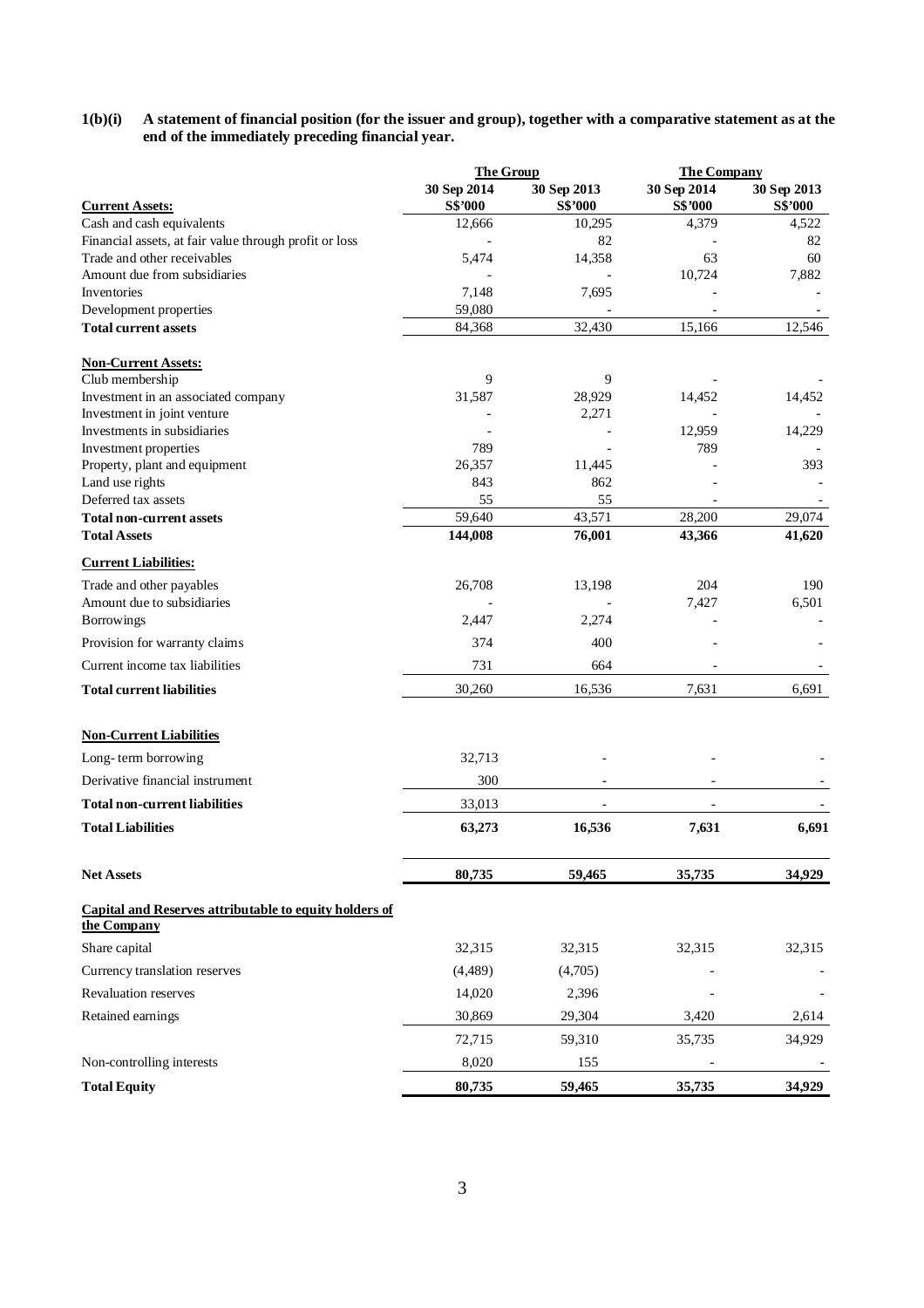**1(b)(i) A statement of financial position (for the issuer and group), together with a comparative statement as at the end of the immediately preceding financial year.**

| | The Group | | The Company | |
|---|---|---|---|---|
| | 30 Sep 2014 S$'000 | 30 Sep 2013 S$'000 | 30 Sep 2014 S$'000 | 30 Sep 2013 S$'000 |
| **Current Assets:** | | | | |
| Cash and cash equivalents | 12,666 | 10,295 | 4,379 | 4,522 |
| Financial assets, at fair value through profit or loss | - | 82 | - | 82 |
| Trade and other receivables | 5,474 | 14,358 | 63 | 60 |
| Amount due from subsidiaries | - | - | 10,724 | 7,882 |
| Inventories | 7,148 | 7,695 | - | - |
| Development properties | 59,080 | - | - | - |
| **Total current assets** | 84,368 | 32,430 | 15,166 | 12,546 |
| **Non-Current Assets:** | | | | |
| Club membership | 9 | 9 | - | - |
| Investment in an associated company | 31,587 | 28,929 | 14,452 | 14,452 |
| Investment in joint venture | - | 2,271 | - | - |
| Investments in subsidiaries | - | - | 12,959 | 14,229 |
| Investment properties | 789 | - | 789 | - |
| Property, plant and equipment | 26,357 | 11,445 | - | 393 |
| Land use rights | 843 | 862 | - | - |
| Deferred tax assets | 55 | 55 | - | - |
| **Total non-current assets** | 59,640 | 43,571 | 28,200 | 29,074 |
| **Total Assets** | **144,008** | **76,001** | **43,366** | **41,620** |
| **Current Liabilities:** | | | | |
| Trade and other payables | 26,708 | 13,198 | 204 | 190 |
| Amount due to subsidiaries | - | - | 7,427 | 6,501 |
| Borrowings | 2,447 | 2,274 | - | - |
| Provision for warranty claims | 374 | 400 | - | - |
| Current income tax liabilities | 731 | 664 | - | - |
| **Total current liabilities** | 30,260 | 16,536 | 7,631 | 6,691 |
| **Non-Current Liabilities** | | | | |
| Long- term borrowing | 32,713 | - | - | - |
| Derivative financial instrument | 300 | - | - | - |
| **Total non-current liabilities** | 33,013 | - | - | - |
| **Total Liabilities** | **63,273** | **16,536** | **7,631** | **6,691** |
| **Net Assets** | **80,735** | **59,465** | **35,735** | **34,929** |
| **Capital and Reserves attributable to equity holders of the Company** | | | | |
| Share capital | 32,315 | 32,315 | 32,315 | 32,315 |
| Currency translation reserves | (4,489) | (4,705) | - | - |
| Revaluation reserves | 14,020 | 2,396 | - | - |
| Retained earnings | 30,869 | 29,304 | 3,420 | 2,614 |
| | 72,715 | 59,310 | 35,735 | 34,929 |
| Non-controlling interests | 8,020 | 155 | - | - |
| **Total Equity** | **80,735** | **59,465** | **35,735** | **34,929** |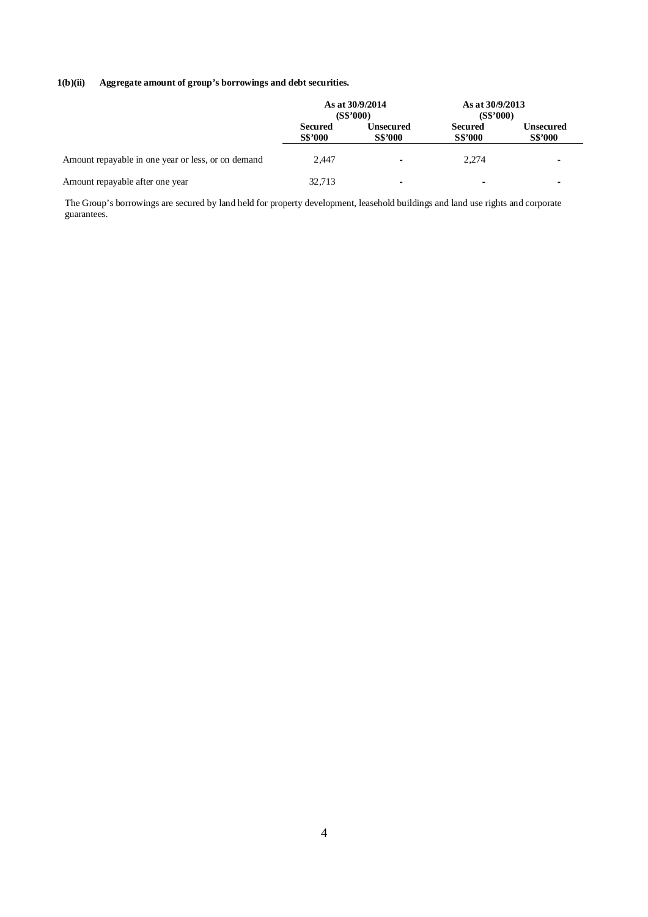**1(b)(ii) Aggregate amount of group's borrowings and debt securities.**

| | As at 30/9/2014 (S$'000) | | As at 30/9/2013 (S$'000) | |
|---|---|---|---|---|
| | Secured S$'000 | Unsecured S$'000 | Secured S$'000 | Unsecured S$'000 |
| Amount repayable in one year or less, or on demand | 2,447 | - | 2,274 | - |
| Amount repayable after one year | 32,713 | - | - | - |

The Group's borrowings are secured by land held for property development, leasehold buildings and land use rights and corporate guarantees.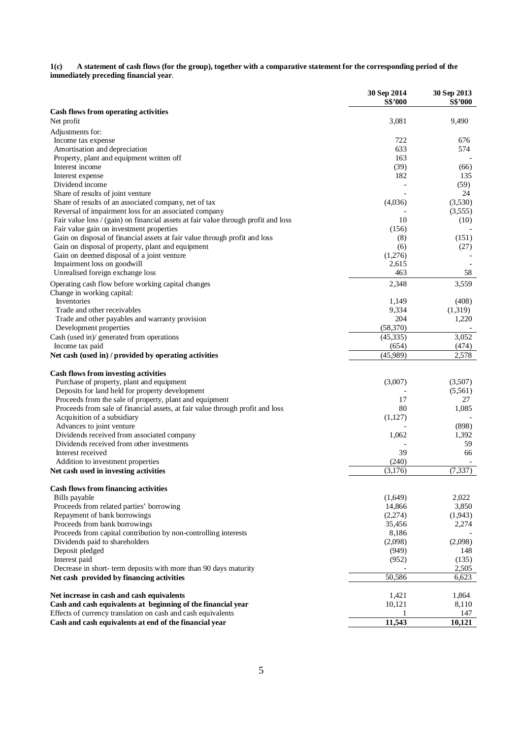**1(c) A statement of cash flows (for the group), together with a comparative statement for the corresponding period of the immediately preceding financial year**.

| | 30 Sep 2014 S$'000 | 30 Sep 2013 S$'000 |
|---|---|---|
| **Cash flows from operating activities** | | |
| Net profit | 3,081 | 9,490 |
| Adjustments for: | | |
| Income tax expense | 722 | 676 |
| Amortisation and depreciation | 633 | 574 |
| Property, plant and equipment written off | 163 | - |
| Interest income | (39) | (66) |
| Interest expense | 182 | 135 |
| Dividend income | - | (59) |
| Share of results of joint venture | - | 24 |
| Share of results of an associated company, net of tax | (4,036) | (3,530) |
| Reversal of impairment loss for an associated company | - | (3,555) |
| Fair value loss / (gain) on financial assets at fair value through profit and loss | 10 | (10) |
| Fair value gain on investment properties | (156) | - |
| Gain on disposal of financial assets at fair value through profit and loss | (8) | (151) |
| Gain on disposal of property, plant and equipment | (6) | (27) |
| Gain on deemed disposal of a joint venture | (1,276) | - |
| Impairment loss on goodwill | 2,615 | - |
| Unrealised foreign exchange loss | 463 | 58 |
| Operating cash flow before working capital changes | 2,348 | 3,559 |
| Change in working capital: | | |
| Inventories | 1,149 | (408) |
| Trade and other receivables | 9,334 | (1,319) |
| Trade and other payables and warranty provision | 204 | 1,220 |
| Development properties | (58,370) | - |
| Cash (used in)/ generated from operations | (45,335) | 3,052 |
| Income tax paid | (654) | (474) |
| **Net cash (used in) / provided by operating activities** | (45,989) | 2,578 |
| | | |
| **Cash flows from investing activities** | | |
| Purchase of property, plant and equipment | (3,007) | (3,507) |
| Deposits for land held for property development | - | (5,561) |
| Proceeds from the sale of property, plant and equipment | 17 | 27 |
| Proceeds from sale of financial assets, at fair value through profit and loss | 80 | 1,085 |
| Acquisition of a subsidiary | (1,127) | - |
| Advances to joint venture | - | (898) |
| Dividends received from associated company | 1,062 | 1,392 |
| Dividends received from other investments | - | 59 |
| Interest received | 39 | 66 |
| Addition to investment properties | (240) | - |
| **Net cash used in investing activities** | (3,176) | (7,337) |
| | | |
| **Cash flows from financing activities** | | |
| Bills payable | (1,649) | 2,022 |
| Proceeds from related parties' borrowing | 14,866 | 3,850 |
| Repayment of bank borrowings | (2,274) | (1,943) |
| Proceeds from bank borrowings | 35,456 | 2,274 |
| Proceeds from capital contribution by non-controlling interests | 8,186 | - |
| Dividends paid to shareholders | (2,098) | (2,098) |
| Deposit pledged | (949) | 148 |
| Interest paid | (952) | (135) |
| Decrease in short- term deposits with more than 90 days maturity | - | 2,505 |
| **Net cash provided by financing activities** | 50,586 | 6,623 |
| | | |
| **Net increase in cash and cash equivalents** | 1,421 | 1,864 |
| **Cash and cash equivalents at beginning of the financial year** | 10,121 | 8,110 |
| Effects of currency translation on cash and cash equivalents | 1 | 147 |
| **Cash and cash equivalents at end of the financial year** | **11,543** | **10,121** |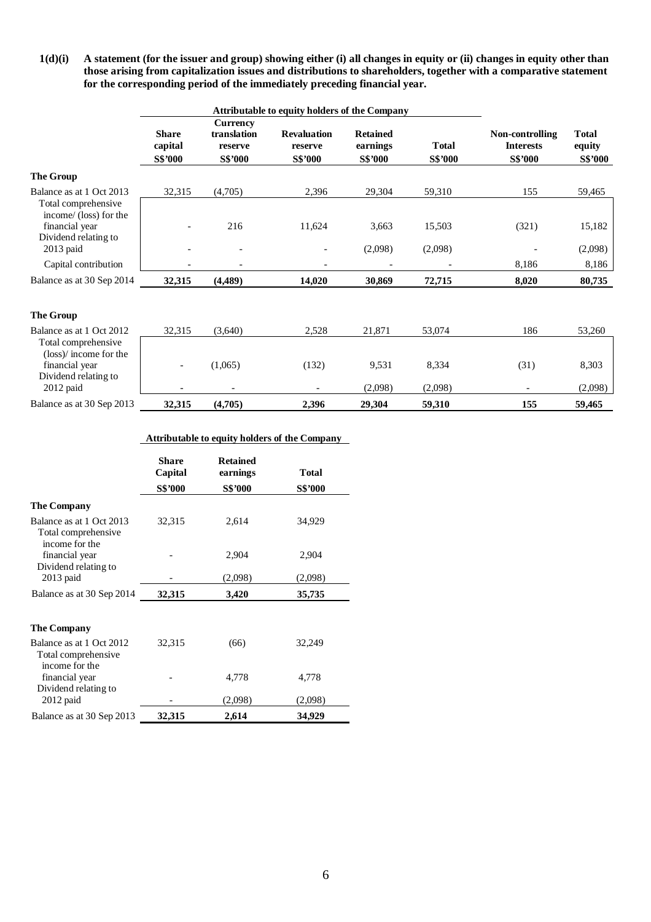**1(d)(i) A statement (for the issuer and group) showing either (i) all changes in equity or (ii) changes in equity other than those arising from capitalization issues and distributions to shareholders, together with a comparative statement for the corresponding period of the immediately preceding financial year.**

| | Attributable to equity holders of the Company | | | | | | |
|---|---|---|---|---|---|---|---|
| | Share capital S$'000 | Currency translation reserve S$'000 | Revaluation reserve S$'000 | Retained earnings S$'000 | Total S$'000 | Non-controlling Interests S$'000 | Total equity S$'000 |
| **The Group** | | | | | | | |
| Balance as at 1 Oct 2013 | 32,315 | (4,705) | 2,396 | 29,304 | 59,310 | 155 | 59,465 |
| Total comprehensive income/ (loss) for the financial year | - | 216 | 11,624 | 3,663 | 15,503 | (321) | 15,182 |
| Dividend relating to 2013 paid | - | - | - | (2,098) | (2,098) | - | (2,098) |
| Capital contribution | - | - | - | - | - | 8,186 | 8,186 |
| Balance as at 30 Sep 2014 | **32,315** | **(4,489)** | **14,020** | **30,869** | **72,715** | **8,020** | **80,735** |
| | | | | | | | |
| **The Group** | | | | | | | |
| Balance as at 1 Oct 2012 | 32,315 | (3,640) | 2,528 | 21,871 | 53,074 | 186 | 53,260 |
| Total comprehensive (loss)/ income for the financial year | - | (1,065) | (132) | 9,531 | 8,334 | (31) | 8,303 |
| Dividend relating to 2012 paid | - | - | - | (2,098) | (2,098) | - | (2,098) |
| Balance as at 30 Sep 2013 | **32,315** | **(4,705)** | **2,396** | **29,304** | **59,310** | **155** | **59,465** |

| | Attributable to equity holders of the Company | | |
|---|---|---|---|
| | Share Capital S$'000 | Retained earnings S$'000 | Total S$'000 |
| **The Company** | | | |
| Balance as at 1 Oct 2013 | 32,315 | 2,614 | 34,929 |
| Total comprehensive income for the financial year | - | 2,904 | 2,904 |
| Dividend relating to 2013 paid | - | (2,098) | (2,098) |
| Balance as at 30 Sep 2014 | **32,315** | **3,420** | **35,735** |
| | | | |
| **The Company** | | | |
| Balance as at 1 Oct 2012 | 32,315 | (66) | 32,249 |
| Total comprehensive income for the financial year | - | 4,778 | 4,778 |
| Dividend relating to 2012 paid | - | (2,098) | (2,098) |
| Balance as at 30 Sep 2013 | **32,315** | **2,614** | **34,929** |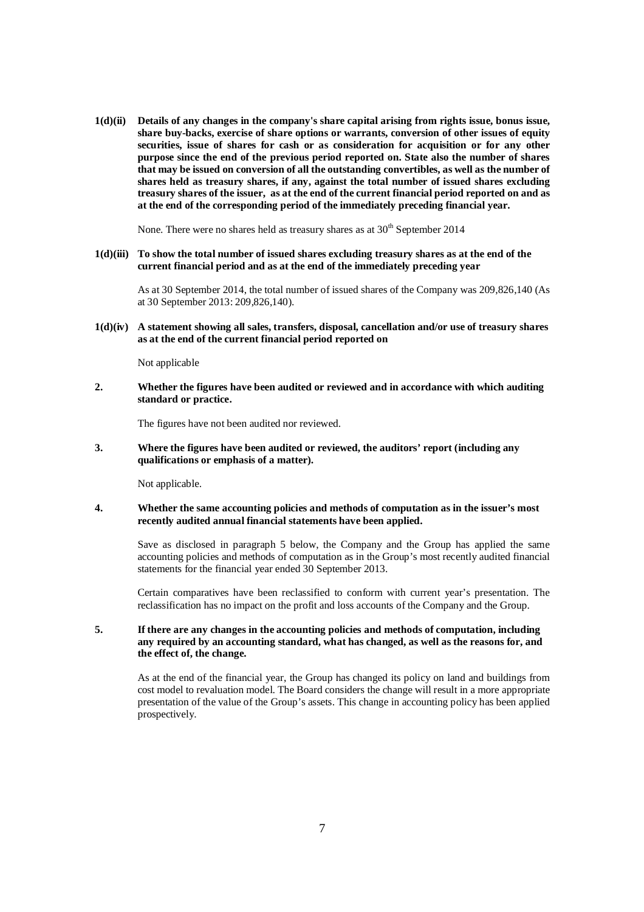**1(d)(ii) Details of any changes in the company's share capital arising from rights issue, bonus issue, share buy-backs, exercise of share options or warrants, conversion of other issues of equity securities, issue of shares for cash or as consideration for acquisition or for any other purpose since the end of the previous period reported on. State also the number of shares that may be issued on conversion of all the outstanding convertibles, as well as the number of shares held as treasury shares, if any, against the total number of issued shares excluding treasury shares of the issuer, as at the end of the current financial period reported on and as at the end of the corresponding period of the immediately preceding financial year.**

None. There were no shares held as treasury shares as at 30th September 2014

**1(d)(iii) To show the total number of issued shares excluding treasury shares as at the end of the current financial period and as at the end of the immediately preceding year**

As at 30 September 2014, the total number of issued shares of the Company was 209,826,140 (As at 30 September 2013: 209,826,140).

**1(d)(iv) A statement showing all sales, transfers, disposal, cancellation and/or use of treasury shares as at the end of the current financial period reported on**

Not applicable

**2. Whether the figures have been audited or reviewed and in accordance with which auditing standard or practice.**

The figures have not been audited nor reviewed.

**3. Where the figures have been audited or reviewed, the auditors' report (including any qualifications or emphasis of a matter).**

Not applicable.

**4. Whether the same accounting policies and methods of computation as in the issuer's most recently audited annual financial statements have been applied.**

Save as disclosed in paragraph 5 below, the Company and the Group has applied the same accounting policies and methods of computation as in the Group's most recently audited financial statements for the financial year ended 30 September 2013.

Certain comparatives have been reclassified to conform with current year's presentation. The reclassification has no impact on the profit and loss accounts of the Company and the Group.

**5. If there are any changes in the accounting policies and methods of computation, including any required by an accounting standard, what has changed, as well as the reasons for, and the effect of, the change.**

As at the end of the financial year, the Group has changed its policy on land and buildings from cost model to revaluation model. The Board considers the change will result in a more appropriate presentation of the value of the Group's assets. This change in accounting policy has been applied prospectively.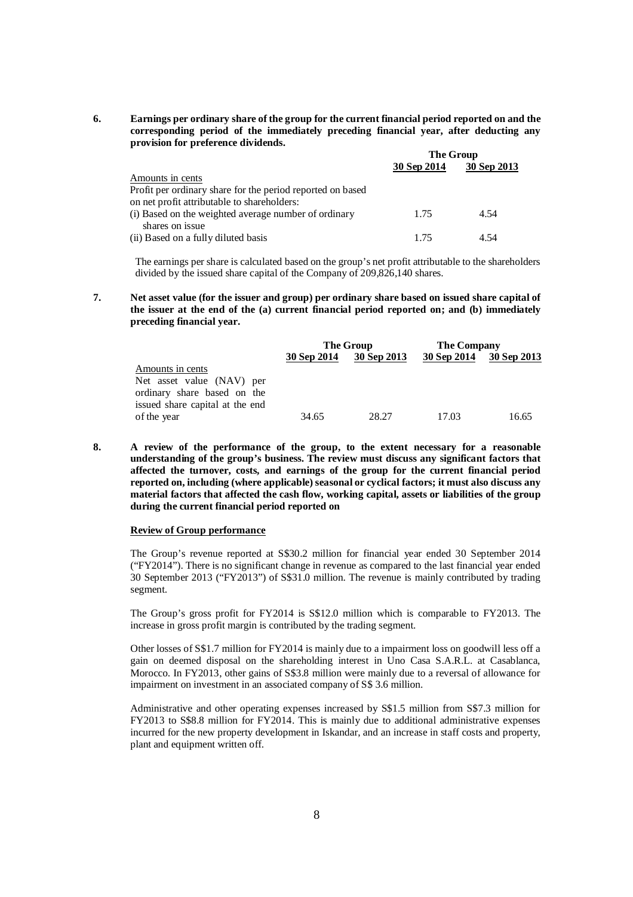**6. Earnings per ordinary share of the group for the current financial period reported on and the corresponding period of the immediately preceding financial year, after deducting any provision for preference dividends.**

| | The Group | |
|---|---|---|
| | **30 Sep 2014** | **30 Sep 2013** |
| Amounts in cents | | |
| Profit per ordinary share for the period reported on based on net profit attributable to shareholders: | | |
| (i) Based on the weighted average number of ordinary shares on issue | 1.75 | 4.54 |
| (ii) Based on a fully diluted basis | 1.75 | 4.54 |

The earnings per share is calculated based on the group's net profit attributable to the shareholders divided by the issued share capital of the Company of 209,826,140 shares.

**7. Net asset value (for the issuer and group) per ordinary share based on issued share capital of the issuer at the end of the (a) current financial period reported on; and (b) immediately preceding financial year.**

| | The Group | | The Company | |
|---|---|---|---|---|
| | **30 Sep 2014** | **30 Sep 2013** | **30 Sep 2014** | **30 Sep 2013** |
| Amounts in cents | | | | |
| Net asset value (NAV) per ordinary share based on the issued share capital at the end of the year | 34.65 | 28.27 | 17.03 | 16.65 |

**8. A review of the performance of the group, to the extent necessary for a reasonable understanding of the group's business. The review must discuss any significant factors that affected the turnover, costs, and earnings of the group for the current financial period reported on, including (where applicable) seasonal or cyclical factors; it must also discuss any material factors that affected the cash flow, working capital, assets or liabilities of the group during the current financial period reported on**

**Review of Group performance**

The Group's revenue reported at S$30.2 million for financial year ended 30 September 2014 ("FY2014"). There is no significant change in revenue as compared to the last financial year ended 30 September 2013 ("FY2013") of S$31.0 million. The revenue is mainly contributed by trading segment.

The Group's gross profit for FY2014 is S$12.0 million which is comparable to FY2013. The increase in gross profit margin is contributed by the trading segment.

Other losses of S$1.7 million for FY2014 is mainly due to a impairment loss on goodwill less off a gain on deemed disposal on the shareholding interest in Uno Casa S.A.R.L. at Casablanca, Morocco. In FY2013, other gains of S$3.8 million were mainly due to a reversal of allowance for impairment on investment in an associated company of S$ 3.6 million.

Administrative and other operating expenses increased by S$1.5 million from S$7.3 million for FY2013 to S$8.8 million for FY2014. This is mainly due to additional administrative expenses incurred for the new property development in Iskandar, and an increase in staff costs and property, plant and equipment written off.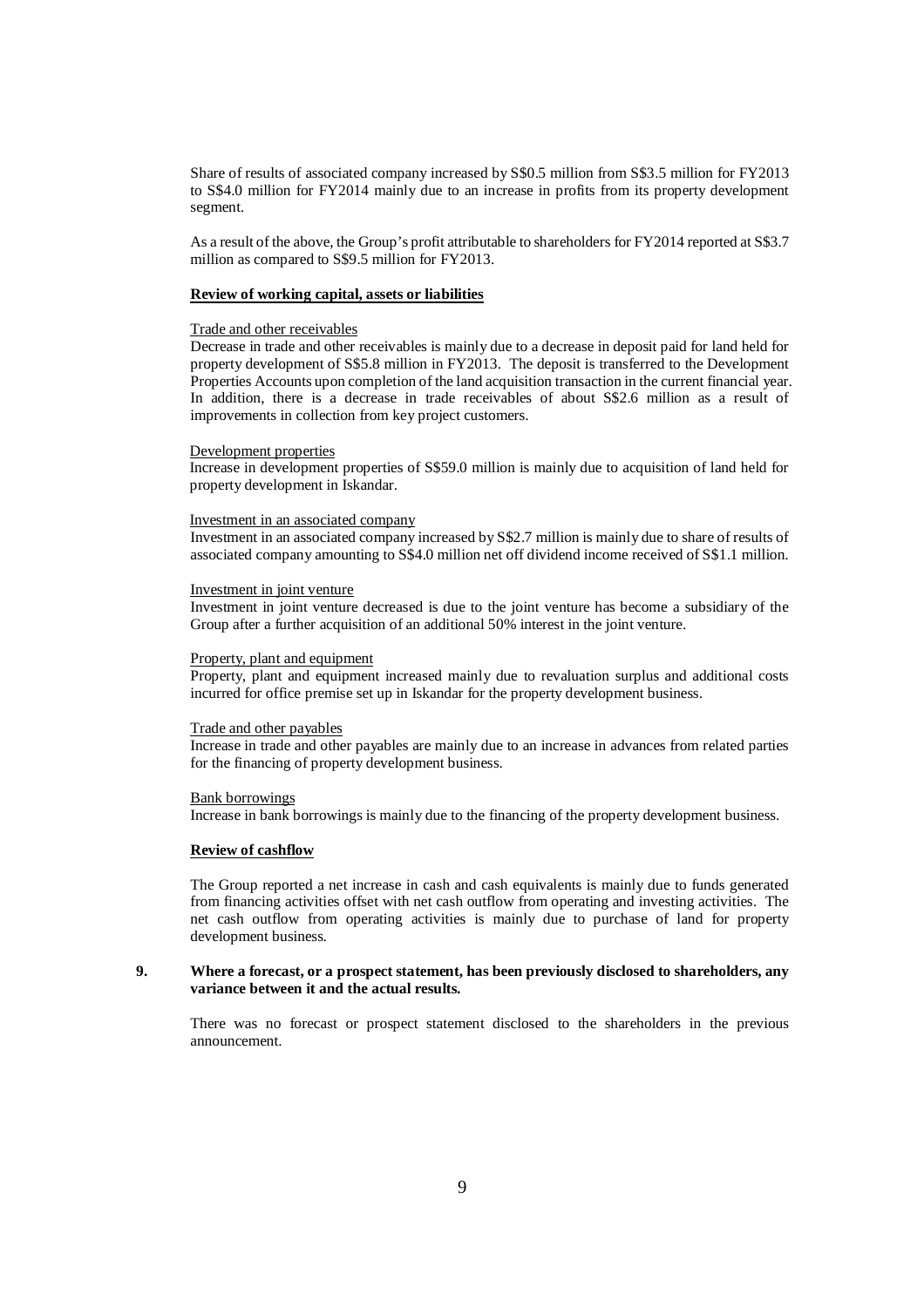Share of results of associated company increased by S$0.5 million from S$3.5 million for FY2013 to S$4.0 million for FY2014 mainly due to an increase in profits from its property development segment.

As a result of the above, the Group's profit attributable to shareholders for FY2014 reported at S$3.7 million as compared to S$9.5 million for FY2013.

**Review of working capital, assets or liabilities**

Trade and other receivables

Decrease in trade and other receivables is mainly due to a decrease in deposit paid for land held for property development of S$5.8 million in FY2013. The deposit is transferred to the Development Properties Accounts upon completion of the land acquisition transaction in the current financial year. In addition, there is a decrease in trade receivables of about S$2.6 million as a result of improvements in collection from key project customers.

Development properties

Increase in development properties of S$59.0 million is mainly due to acquisition of land held for property development in Iskandar.

Investment in an associated company

Investment in an associated company increased by S$2.7 million is mainly due to share of results of associated company amounting to S$4.0 million net off dividend income received of S$1.1 million.

Investment in joint venture

Investment in joint venture decreased is due to the joint venture has become a subsidiary of the Group after a further acquisition of an additional 50% interest in the joint venture.

Property, plant and equipment

Property, plant and equipment increased mainly due to revaluation surplus and additional costs incurred for office premise set up in Iskandar for the property development business.

Trade and other payables

Increase in trade and other payables are mainly due to an increase in advances from related parties for the financing of property development business.

Bank borrowings

Increase in bank borrowings is mainly due to the financing of the property development business.

**Review of cashflow**

The Group reported a net increase in cash and cash equivalents is mainly due to funds generated from financing activities offset with net cash outflow from operating and investing activities. The net cash outflow from operating activities is mainly due to purchase of land for property development business.

**9. Where a forecast, or a prospect statement, has been previously disclosed to shareholders, any variance between it and the actual results.**

There was no forecast or prospect statement disclosed to the shareholders in the previous announcement.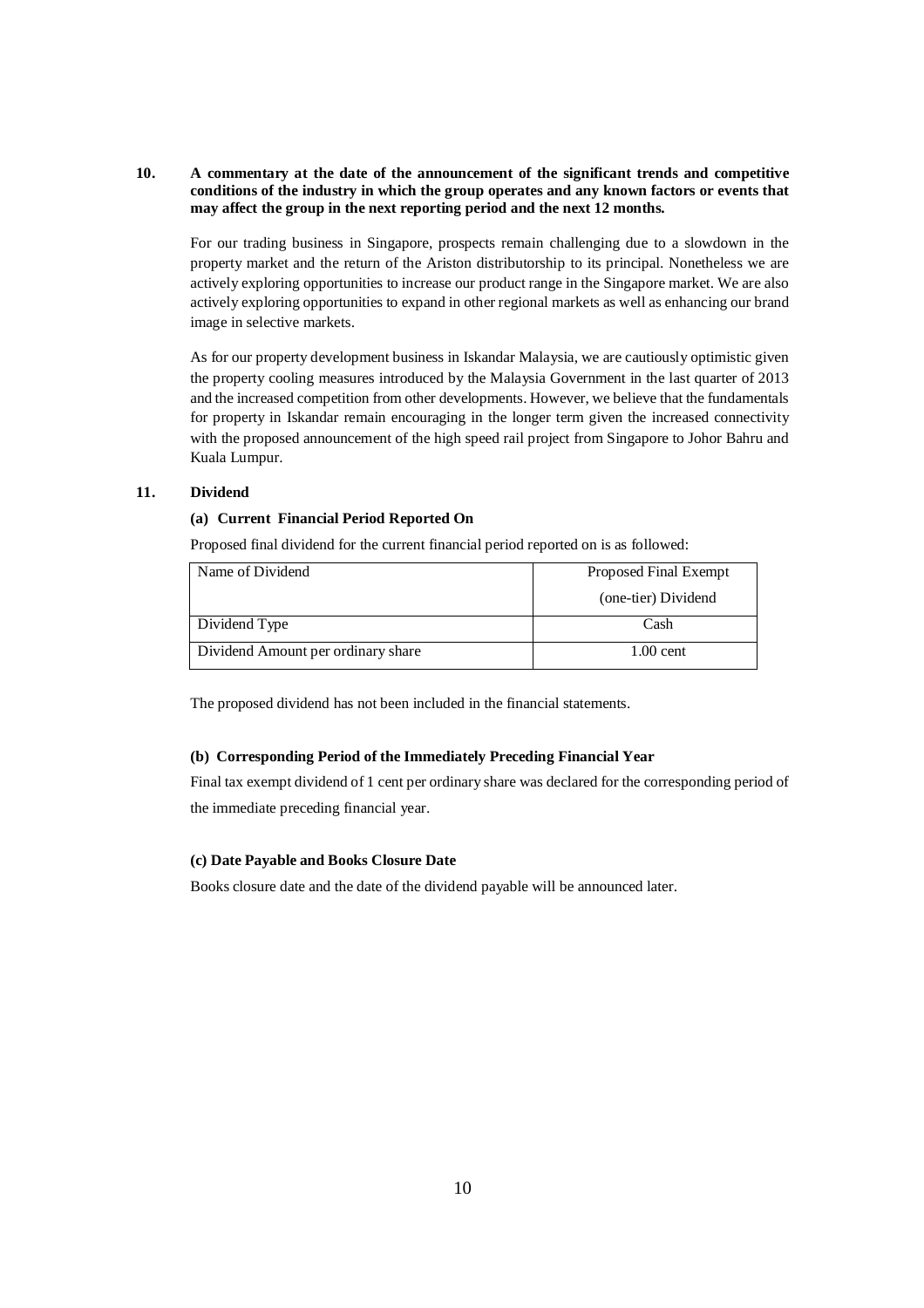**10. A commentary at the date of the announcement of the significant trends and competitive conditions of the industry in which the group operates and any known factors or events that may affect the group in the next reporting period and the next 12 months.**

For our trading business in Singapore, prospects remain challenging due to a slowdown in the property market and the return of the Ariston distributorship to its principal. Nonetheless we are actively exploring opportunities to increase our product range in the Singapore market. We are also actively exploring opportunities to expand in other regional markets as well as enhancing our brand image in selective markets.

As for our property development business in Iskandar Malaysia, we are cautiously optimistic given the property cooling measures introduced by the Malaysia Government in the last quarter of 2013 and the increased competition from other developments. However, we believe that the fundamentals for property in Iskandar remain encouraging in the longer term given the increased connectivity with the proposed announcement of the high speed rail project from Singapore to Johor Bahru and Kuala Lumpur.

**11. Dividend**

**(a) Current Financial Period Reported On**

Proposed final dividend for the current financial period reported on is as followed:

| Name of Dividend | Proposed Final Exempt (one-tier) Dividend |
|---|---|
| Dividend Type | Cash |
| Dividend Amount per ordinary share | 1.00 cent |

The proposed dividend has not been included in the financial statements.

**(b) Corresponding Period of the Immediately Preceding Financial Year**

Final tax exempt dividend of 1 cent per ordinary share was declared for the corresponding period of the immediate preceding financial year.

**(c) Date Payable and Books Closure Date**

Books closure date and the date of the dividend payable will be announced later.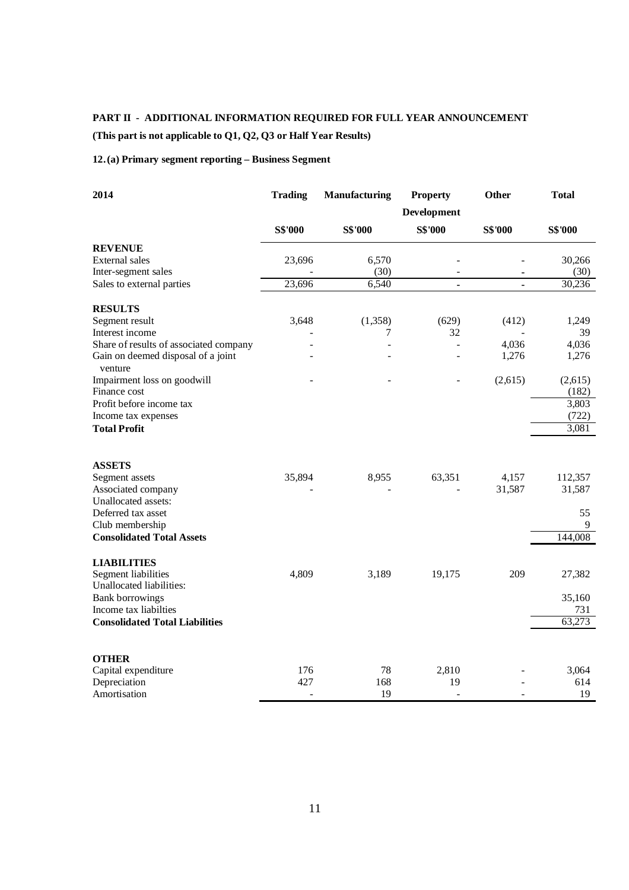**PART II - ADDITIONAL INFORMATION REQUIRED FOR FULL YEAR ANNOUNCEMENT**

**(This part is not applicable to Q1, Q2, Q3 or Half Year Results)**

**12. (a) Primary segment reporting – Business Segment**

| 2014 | Trading | Manufacturing | Property Development | Other | Total |
|---|---|---|---|---|---|
| | S$'000 | S$'000 | S$'000 | S$'000 | S$'000 |
| **REVENUE** | | | | | |
| External sales | 23,696 | 6,570 | - | - | 30,266 |
| Inter-segment sales | - | (30) | - | - | (30) |
| Sales to external parties | 23,696 | 6,540 | - | - | 30,236 |
| **RESULTS** | | | | | |
| Segment result | 3,648 | (1,358) | (629) | (412) | 1,249 |
| Interest income | - | 7 | 32 | - | 39 |
| Share of results of associated company | - | - | - | 4,036 | 4,036 |
| Gain on deemed disposal of a joint venture | - | - | - | 1,276 | 1,276 |
| Impairment loss on goodwill | - | - | - | (2,615) | (2,615) |
| Finance cost | | | | | (182) |
| Profit before income tax | | | | | 3,803 |
| Income tax expenses | | | | | (722) |
| **Total Profit** | | | | | 3,081 |
| **ASSETS** | | | | | |
| Segment assets | 35,894 | 8,955 | 63,351 | 4,157 | 112,357 |
| Associated company | - | - | - | 31,587 | 31,587 |
| Unallocated assets: | | | | | |
| Deferred tax asset | | | | | 55 |
| Club membership | | | | | 9 |
| **Consolidated Total Assets** | | | | | 144,008 |
| **LIABILITIES** | | | | | |
| Segment liabilities | 4,809 | 3,189 | 19,175 | 209 | 27,382 |
| Unallocated liabilities: | | | | | |
| Bank borrowings | | | | | 35,160 |
| Income tax liabilties | | | | | 731 |
| **Consolidated Total Liabilities** | | | | | 63,273 |
| **OTHER** | | | | | |
| Capital expenditure | 176 | 78 | 2,810 | - | 3,064 |
| Depreciation | 427 | 168 | 19 | - | 614 |
| Amortisation | - | 19 | - | - | 19 |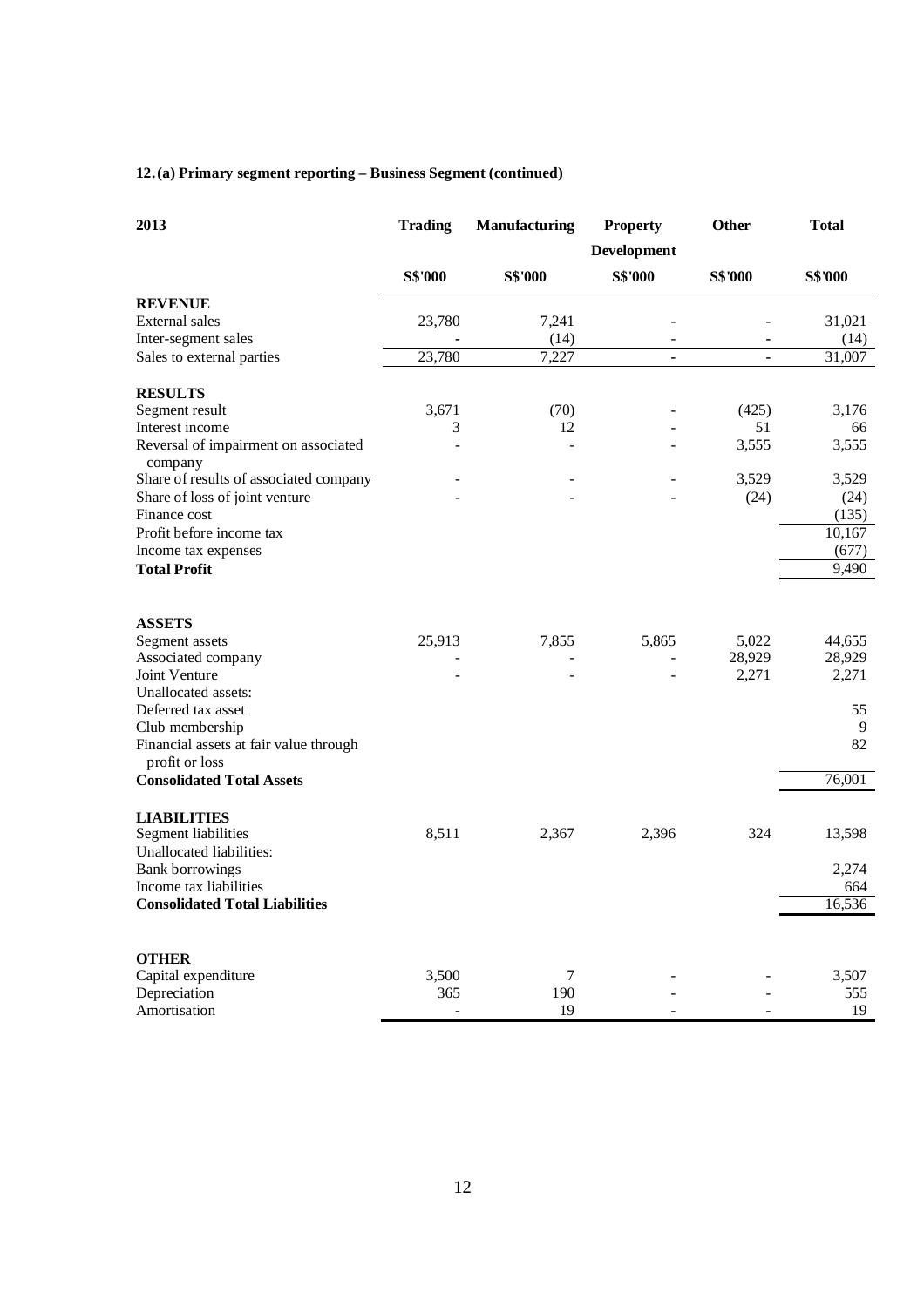**12. (a) Primary segment reporting – Business Segment (continued)**

| 2013 | Trading | Manufacturing | Property Development | Other | Total |
|---|---|---|---|---|---|
| | S$'000 | S$'000 | S$'000 | S$'000 | S$'000 |
| **REVENUE** | | | | | |
| External sales | 23,780 | 7,241 | - | - | 31,021 |
| Inter-segment sales | - | (14) | - | - | (14) |
| Sales to external parties | 23,780 | 7,227 | - | - | 31,007 |
| **RESULTS** | | | | | |
| Segment result | 3,671 | (70) | - | (425) | 3,176 |
| Interest income | 3 | 12 | - | 51 | 66 |
| Reversal of impairment on associated company | - | - | - | 3,555 | 3,555 |
| Share of results of associated company | - | - | - | 3,529 | 3,529 |
| Share of loss of joint venture | - | - | - | (24) | (24) |
| Finance cost | | | | | (135) |
| Profit before income tax | | | | | 10,167 |
| Income tax expenses | | | | | (677) |
| **Total Profit** | | | | | 9,490 |
| **ASSETS** | | | | | |
| Segment assets | 25,913 | 7,855 | 5,865 | 5,022 | 44,655 |
| Associated company | - | - | - | 28,929 | 28,929 |
| Joint Venture | - | - | - | 2,271 | 2,271 |
| Unallocated assets: | | | | | |
| Deferred tax asset | | | | | 55 |
| Club membership | | | | | 9 |
| Financial assets at fair value through profit or loss | | | | | 82 |
| **Consolidated Total Assets** | | | | | 76,001 |
| **LIABILITIES** | | | | | |
| Segment liabilities | 8,511 | 2,367 | 2,396 | 324 | 13,598 |
| Unallocated liabilities: | | | | | |
| Bank borrowings | | | | | 2,274 |
| Income tax liabilities | | | | | 664 |
| **Consolidated Total Liabilities** | | | | | 16,536 |
| **OTHER** | | | | | |
| Capital expenditure | 3,500 | 7 | - | - | 3,507 |
| Depreciation | 365 | 190 | - | - | 555 |
| Amortisation | - | 19 | - | - | 19 |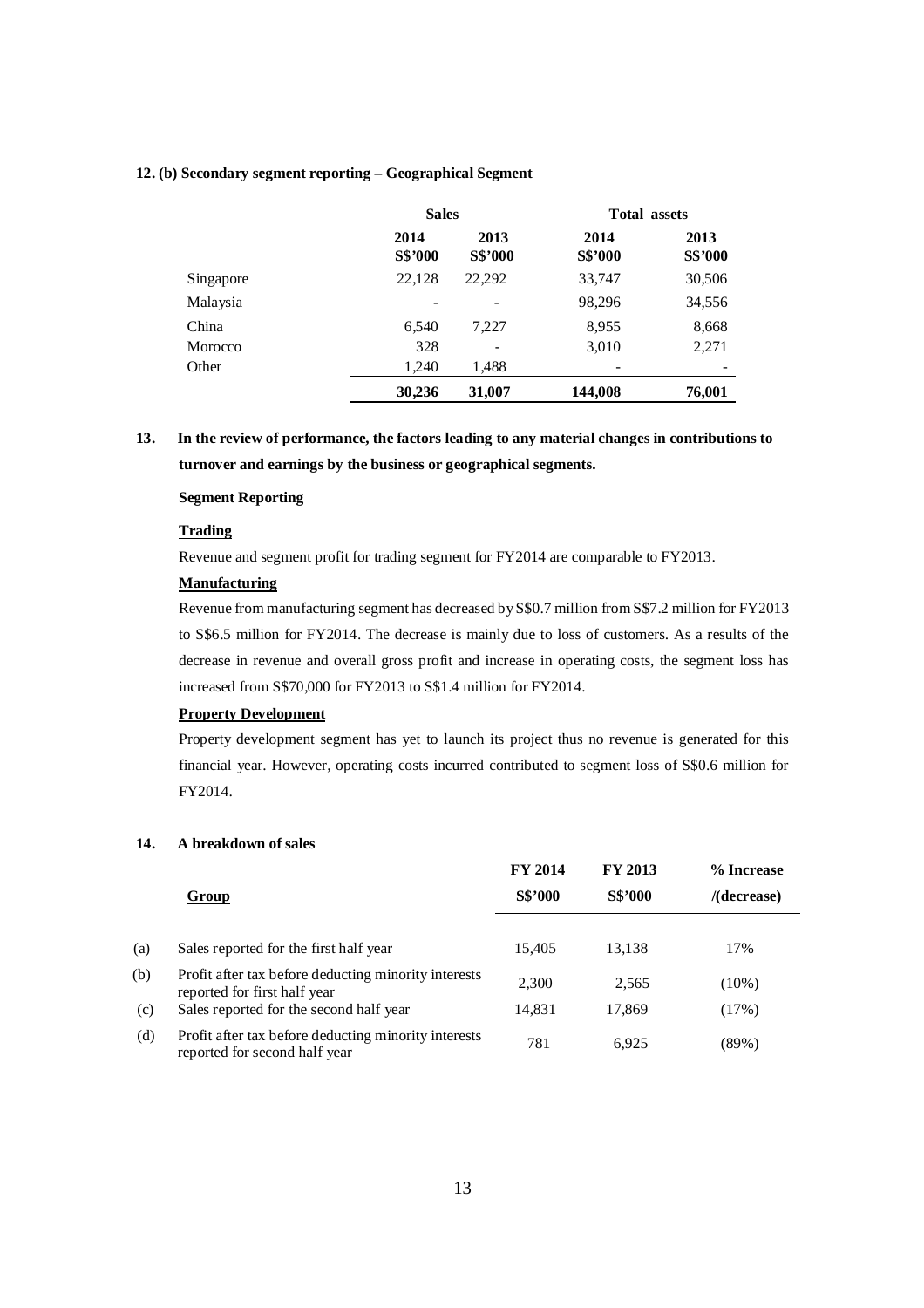**12. (b) Secondary segment reporting – Geographical Segment**

| | Sales | | Total assets | |
|---|---|---|---|---|
| | 2014<br>S$'000 | 2013<br>S$'000 | 2014<br>S$'000 | 2013<br>S$'000 |
| Singapore | 22,128 | 22,292 | 33,747 | 30,506 |
| Malaysia | - | - | 98,296 | 34,556 |
| China | 6,540 | 7,227 | 8,955 | 8,668 |
| Morocco | 328 | - | 3,010 | 2,271 |
| Other | 1,240 | 1,488 | - | - |
| | **30,236** | **31,007** | **144,008** | **76,001** |

**13. In the review of performance, the factors leading to any material changes in contributions to turnover and earnings by the business or geographical segments.**

**Segment Reporting**

**Trading**

Revenue and segment profit for trading segment for FY2014 are comparable to FY2013.

**Manufacturing**

Revenue from manufacturing segment has decreased by S$0.7 million from S$7.2 million for FY2013 to S$6.5 million for FY2014. The decrease is mainly due to loss of customers. As a results of the decrease in revenue and overall gross profit and increase in operating costs, the segment loss has increased from S$70,000 for FY2013 to S$1.4 million for FY2014.

**Property Development**

Property development segment has yet to launch its project thus no revenue is generated for this financial year. However, operating costs incurred contributed to segment loss of S$0.6 million for FY2014.

**14. A breakdown of sales**

| | Group | FY 2014<br>S$'000 | FY 2013<br>S$'000 | % Increase<br>/(decrease) |
|---|---|---|---|---|
| (a) | Sales reported for the first half year | 15,405 | 13,138 | 17% |
| (b) | Profit after tax before deducting minority interests reported for first half year | 2,300 | 2,565 | (10%) |
| (c) | Sales reported for the second half year | 14,831 | 17,869 | (17%) |
| (d) | Profit after tax before deducting minority interests reported for second half year | 781 | 6,925 | (89%) |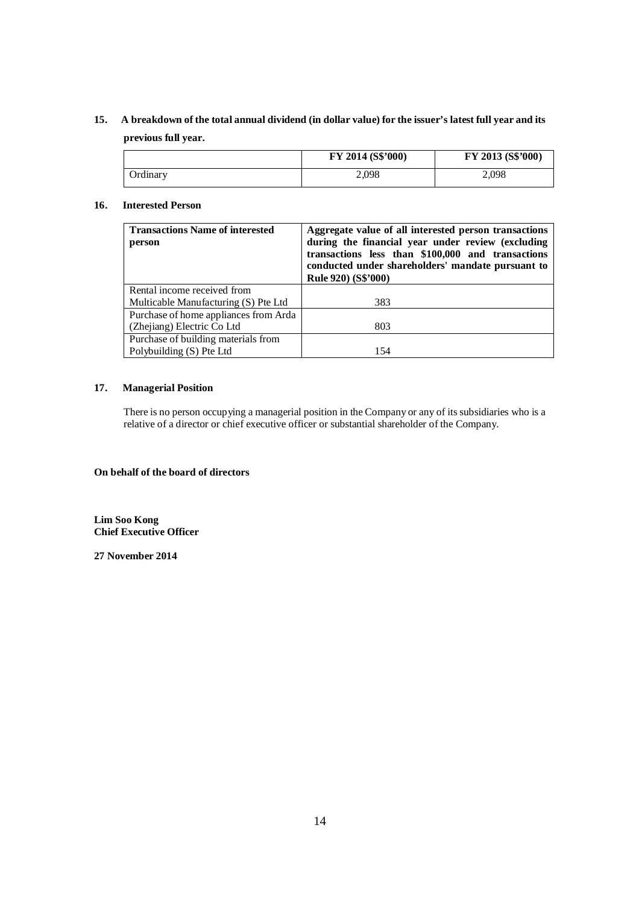## 15. A breakdown of the total annual dividend (in dollar value) for the issuer's latest full year and its previous full year.

| | FY 2014 (S$'000) | FY 2013 (S$'000) |
|---|---|---|
| Ordinary | 2,098 | 2,098 |

## 16. Interested Person

| Transactions Name of interested person | Aggregate value of all interested person transactions during the financial year under review (excluding transactions less than $100,000 and transactions conducted under shareholders' mandate pursuant to Rule 920) (S$'000) |
|---|---|
| Rental income received from Multicable Manufacturing (S) Pte Ltd | 383 |
| Purchase of home appliances from Arda (Zhejiang) Electric Co Ltd | 803 |
| Purchase of building materials from Polybuilding (S) Pte Ltd | 154 |

## 17. Managerial Position

There is no person occupying a managerial position in the Company or any of its subsidiaries who is a relative of a director or chief executive officer or substantial shareholder of the Company.

**On behalf of the board of directors**

**Lim Soo Kong**
**Chief Executive Officer**

**27 November 2014**